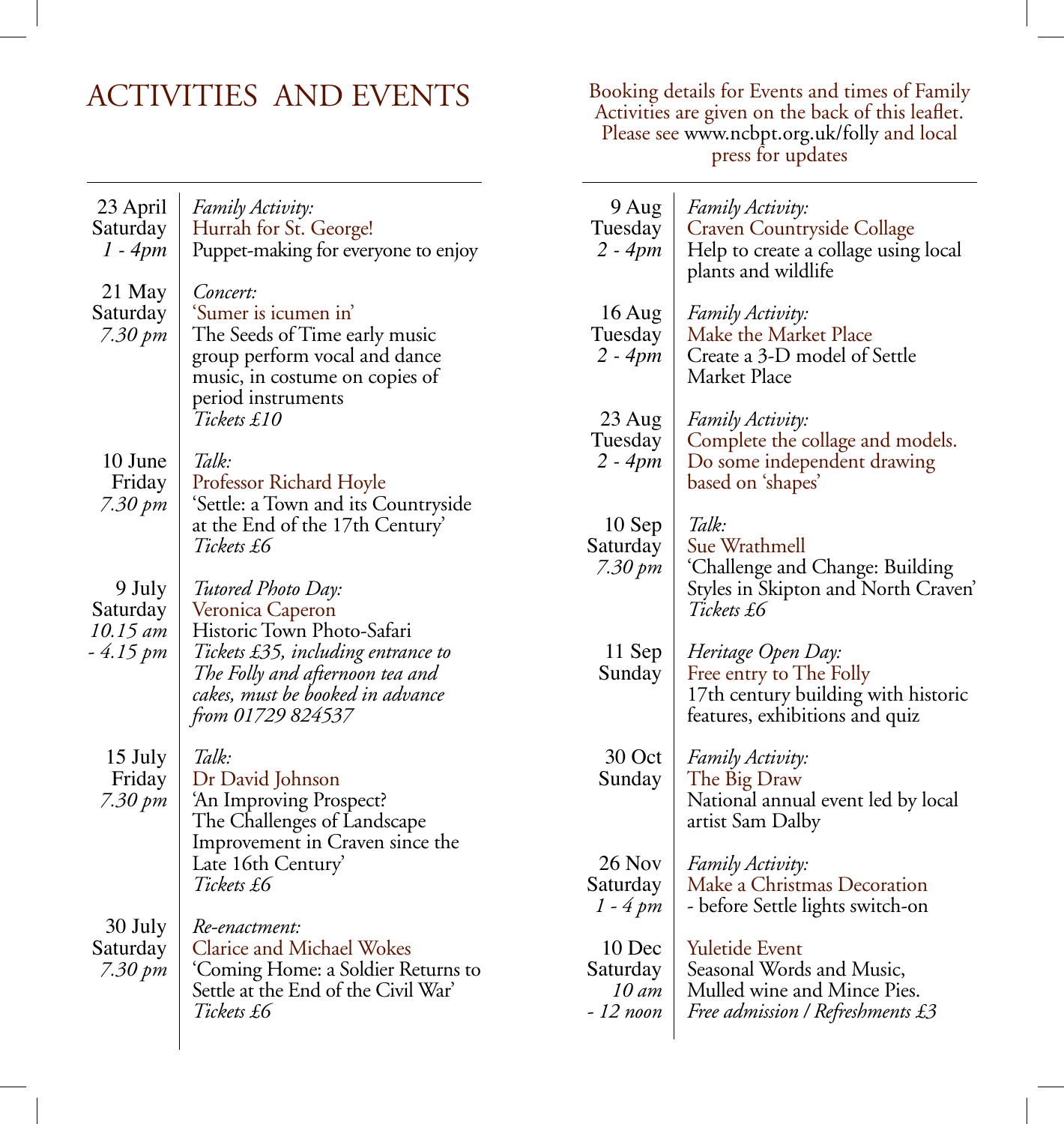# ACTIVITIES AND EVENTS

Booking details for Events and times of Family Activities are given on the back of this leaflet. Please see www.ncbpt.org.uk/folly and local press for updates

| Date | Event |
|---|---|
| 23 April<br>Saturday<br>*1 - 4pm* | *Family Activity:*<br>Hurrah for St. George!<br>Puppet-making for everyone to enjoy |
| 21 May<br>Saturday<br>*7.30 pm* | *Concert:*<br>'Sumer is icumen in'<br>The Seeds of Time early music group perform vocal and dance music, in costume on copies of period instruments<br>*Tickets £10* |
| 10 June<br>Friday<br>*7.30 pm* | *Talk:*<br>Professor Richard Hoyle<br>'Settle: a Town and its Countryside at the End of the 17th Century'<br>*Tickets £6* |
| 9 July<br>Saturday<br>*10.15 am - 4.15 pm* | *Tutored Photo Day:*<br>Veronica Caperon<br>Historic Town Photo-Safari<br>*Tickets £35, including entrance to The Folly and afternoon tea and cakes, must be booked in advance from 01729 824537* |
| 15 July<br>Friday<br>*7.30 pm* | *Talk:*<br>Dr David Johnson<br>'An Improving Prospect? The Challenges of Landscape Improvement in Craven since the Late 16th Century'<br>*Tickets £6* |
| 30 July<br>Saturday<br>*7.30 pm* | *Re-enactment:*<br>Clarice and Michael Wokes<br>'Coming Home: a Soldier Returns to Settle at the End of the Civil War'<br>*Tickets £6* |
| 9 Aug<br>Tuesday<br>*2 - 4pm* | *Family Activity:*<br>Craven Countryside Collage<br>Help to create a collage using local plants and wildlife |
| 16 Aug<br>Tuesday<br>*2 - 4pm* | *Family Activity:*<br>Make the Market Place<br>Create a 3-D model of Settle Market Place |
| 23 Aug<br>Tuesday<br>*2 - 4pm* | *Family Activity:*<br>Complete the collage and models. Do some independent drawing based on 'shapes' |
| 10 Sep<br>Saturday<br>*7.30 pm* | *Talk:*<br>Sue Wrathmell<br>'Challenge and Change: Building Styles in Skipton and North Craven'<br>*Tickets £6* |
| 11 Sep<br>Sunday | *Heritage Open Day:*<br>Free entry to The Folly<br>17th century building with historic features, exhibitions and quiz |
| 30 Oct<br>Sunday | *Family Activity:*<br>The Big Draw<br>National annual event led by local artist Sam Dalby |
| 26 Nov<br>Saturday<br>*1 - 4 pm* | *Family Activity:*<br>Make a Christmas Decoration<br>- before Settle lights switch-on |
| 10 Dec<br>Saturday<br>*10 am - 12 noon* | Yuletide Event<br>Seasonal Words and Music, Mulled wine and Mince Pies.<br>*Free admission / Refreshments £3* |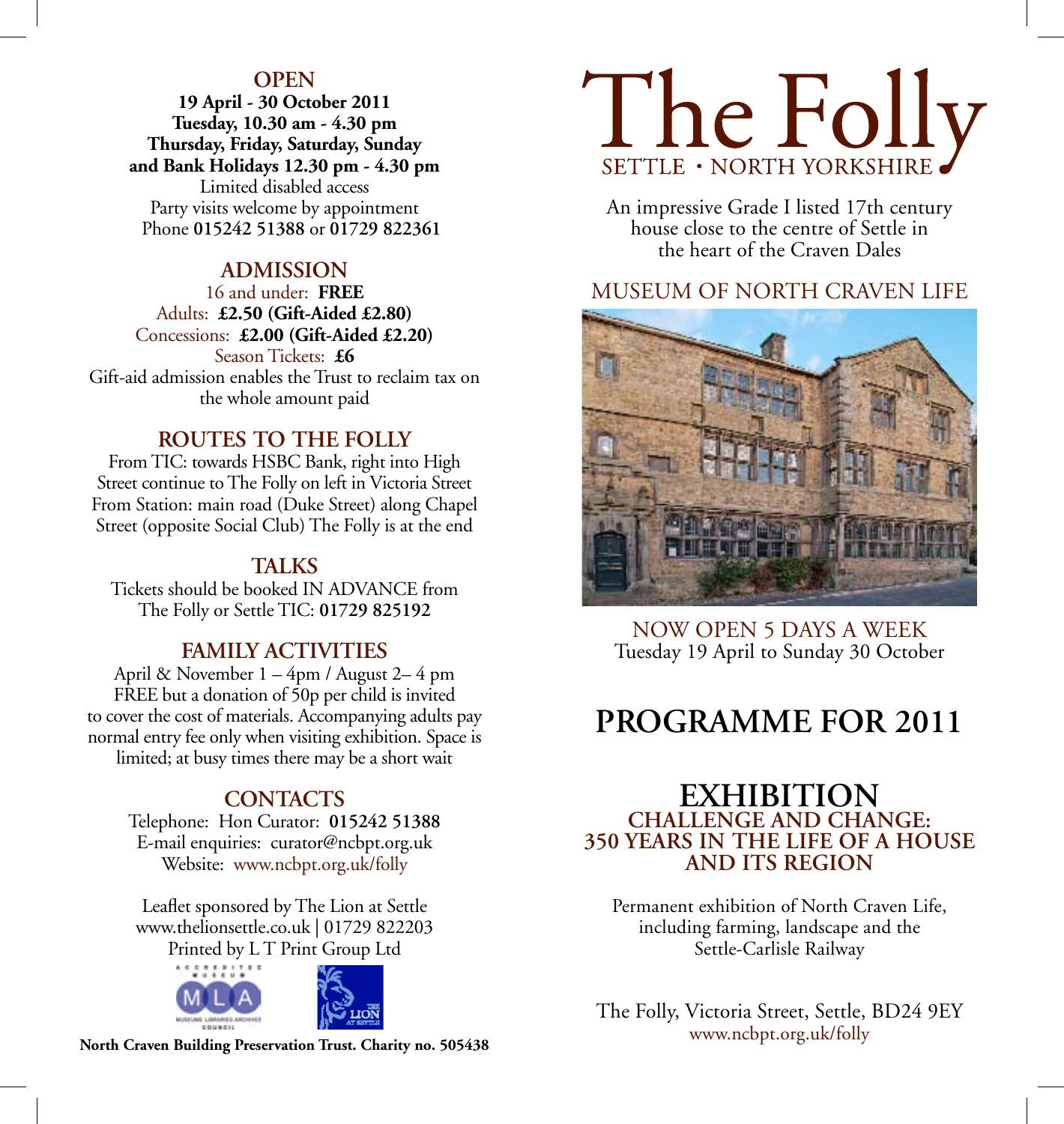## OPEN

**19 April - 30 October 2011**
**Tuesday, 10.30 am - 4.30 pm**
**Thursday, Friday, Saturday, Sunday and Bank Holidays 12.30 pm - 4.30 pm**
Limited disabled access
Party visits welcome by appointment
Phone **015242 51388** or **01729 822361**

## ADMISSION

16 and under: **FREE**
Adults: **£2.50 (Gift-Aided £2.80)**
Concessions: **£2.00 (Gift-Aided £2.20)**
Season Tickets: **£6**
Gift-aid admission enables the Trust to reclaim tax on the whole amount paid

## ROUTES TO THE FOLLY

From TIC: towards HSBC Bank, right into High Street continue to The Folly on left in Victoria Street
From Station: main road (Duke Street) along Chapel Street (opposite Social Club) The Folly is at the end

## TALKS

Tickets should be booked IN ADVANCE from The Folly or Settle TIC: **01729 825192**

## FAMILY ACTIVITIES

April & November 1 – 4pm / August 2– 4 pm
FREE but a donation of 50p per child is invited to cover the cost of materials. Accompanying adults pay normal entry fee only when visiting exhibition. Space is limited; at busy times there may be a short wait

## CONTACTS

Telephone: Hon Curator: **015242 51388**
E-mail enquiries: curator@ncbpt.org.uk
Website: www.ncbpt.org.uk/folly

Leaflet sponsored by The Lion at Settle
www.thelionsettle.co.uk | 01729 822203
Printed by L T Print Group Ltd

**North Craven Building Preservation Trust. Charity no. 505438**

# The Folly

SETTLE • NORTH YORKSHIRE

An impressive Grade I listed 17th century house close to the centre of Settle in the heart of the Craven Dales

MUSEUM OF NORTH CRAVEN LIFE

NOW OPEN 5 DAYS A WEEK
Tuesday 19 April to Sunday 30 October

# PROGRAMME FOR 2011

## EXHIBITION

### CHALLENGE AND CHANGE: 350 YEARS IN THE LIFE OF A HOUSE AND ITS REGION

Permanent exhibition of North Craven Life, including farming, landscape and the Settle-Carlisle Railway

The Folly, Victoria Street, Settle, BD24 9EY
www.ncbpt.org.uk/folly